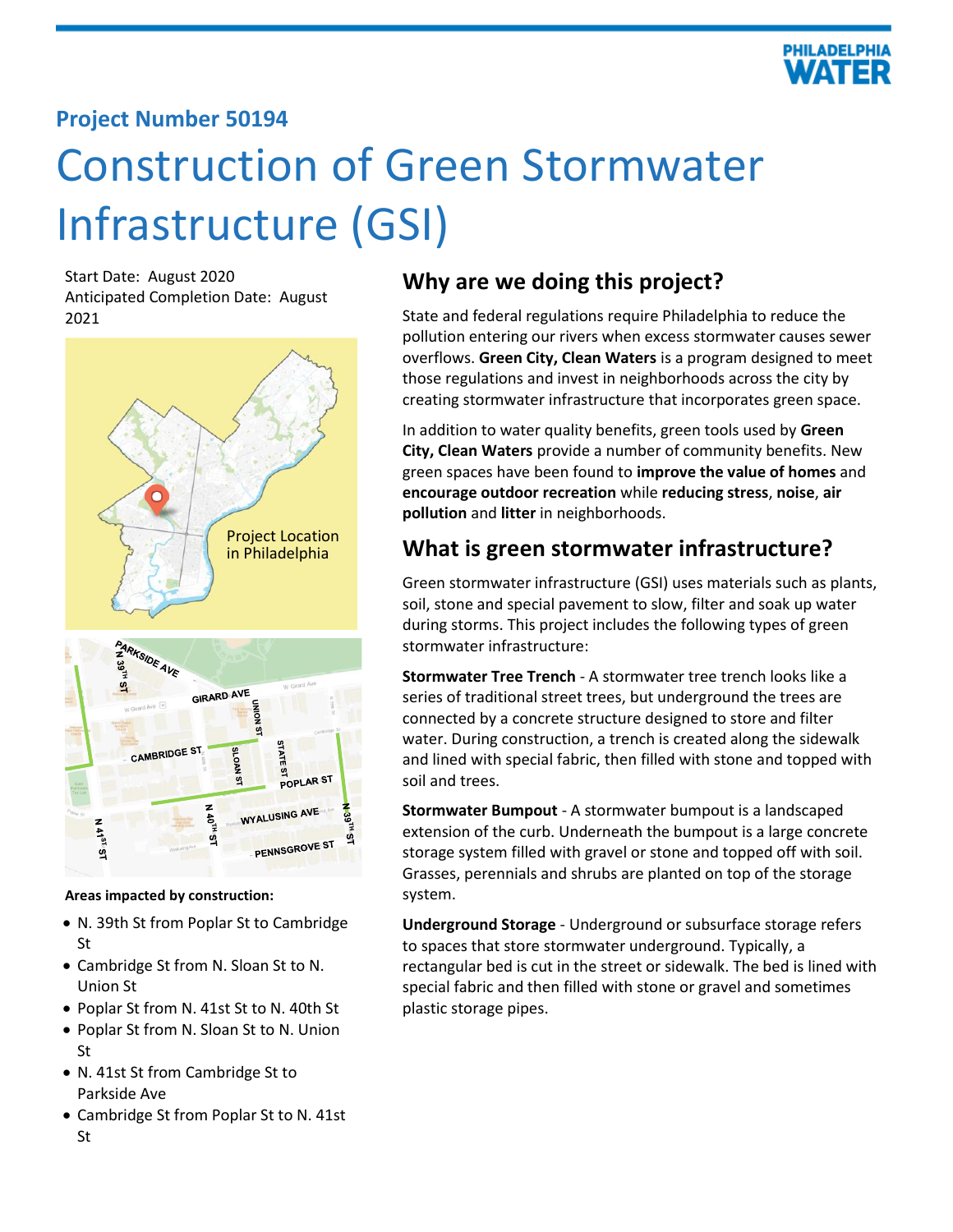**Project Number 50194**

# Construction of Green Stormwater Infrastructure (GSI)

Start Date: August 2020
Anticipated Completion Date: August 2021

Project Location in Philadelphia

**Areas impacted by construction:**

- N. 39th St from Poplar St to Cambridge St
- Cambridge St from N. Sloan St to N. Union St
- Poplar St from N. 41st St to N. 40th St
- Poplar St from N. Sloan St to N. Union St
- N. 41st St from Cambridge St to Parkside Ave
- Cambridge St from Poplar St to N. 41st St

## Why are we doing this project?

State and federal regulations require Philadelphia to reduce the pollution entering our rivers when excess stormwater causes sewer overflows. **Green City, Clean Waters** is a program designed to meet those regulations and invest in neighborhoods across the city by creating stormwater infrastructure that incorporates green space.

In addition to water quality benefits, green tools used by **Green City, Clean Waters** provide a number of community benefits. New green spaces have been found to **improve the value of homes** and **encourage outdoor recreation** while **reducing stress**, **noise**, **air pollution** and **litter** in neighborhoods.

## What is green stormwater infrastructure?

Green stormwater infrastructure (GSI) uses materials such as plants, soil, stone and special pavement to slow, filter and soak up water during storms. This project includes the following types of green stormwater infrastructure:

**Stormwater Tree Trench** - A stormwater tree trench looks like a series of traditional street trees, but underground the trees are connected by a concrete structure designed to store and filter water. During construction, a trench is created along the sidewalk and lined with special fabric, then filled with stone and topped with soil and trees.

**Stormwater Bumpout** - A stormwater bumpout is a landscaped extension of the curb. Underneath the bumpout is a large concrete storage system filled with gravel or stone and topped off with soil. Grasses, perennials and shrubs are planted on top of the storage system.

**Underground Storage** - Underground or subsurface storage refers to spaces that store stormwater underground. Typically, a rectangular bed is cut in the street or sidewalk. The bed is lined with special fabric and then filled with stone or gravel and sometimes plastic storage pipes.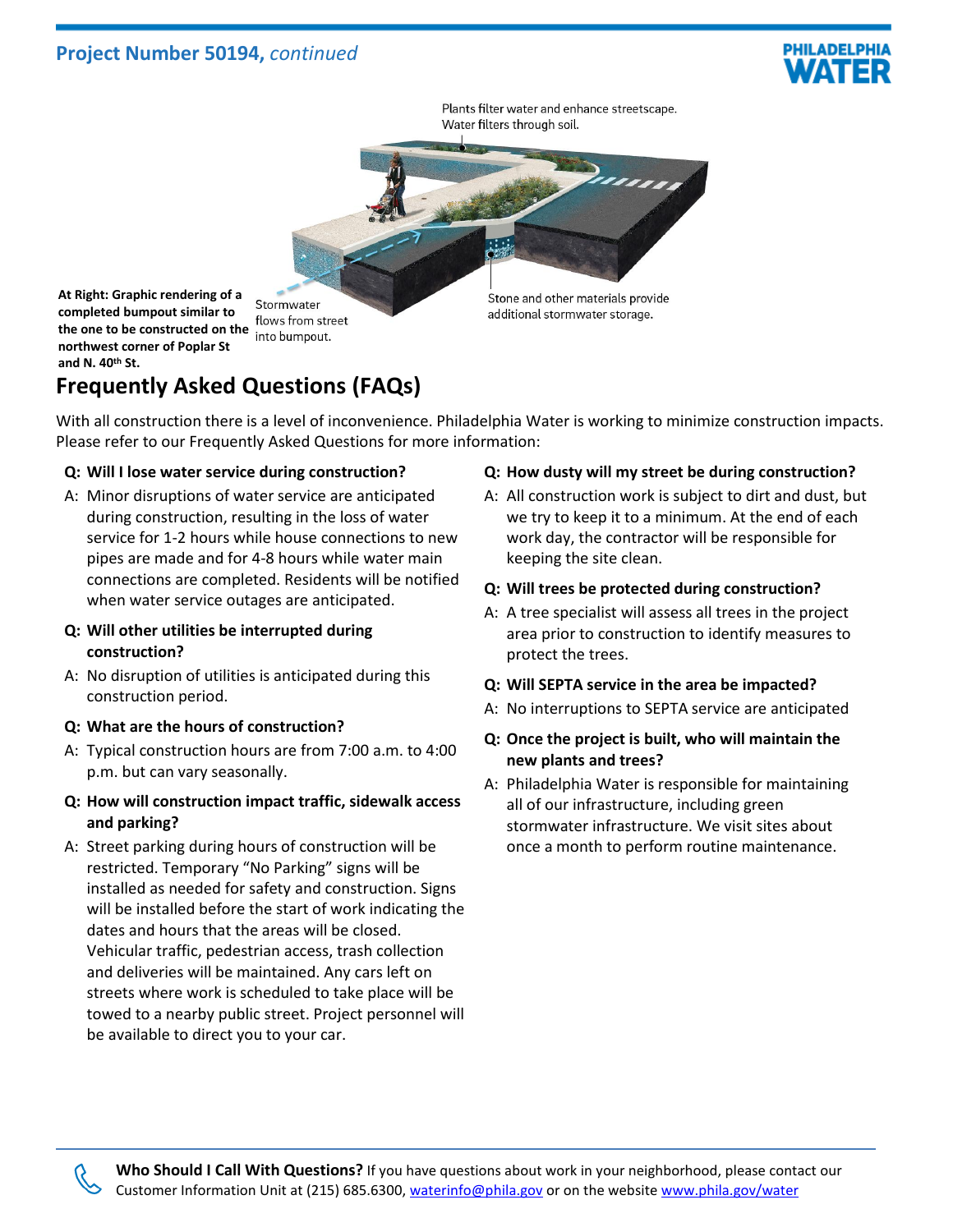## Project Number 50194, *continued*

Plants filter water and enhance streetscape. Water filters through soil.

Stormwater flows from street into bumpout.

Stone and other materials provide additional stormwater storage.

**At Right: Graphic rendering of a completed bumpout similar to the one to be constructed on the northwest corner of Poplar St and N. 40th St.**

# Frequently Asked Questions (FAQs)

With all construction there is a level of inconvenience. Philadelphia Water is working to minimize construction impacts. Please refer to our Frequently Asked Questions for more information:

**Q: Will I lose water service during construction?**

A: Minor disruptions of water service are anticipated during construction, resulting in the loss of water service for 1-2 hours while house connections to new pipes are made and for 4-8 hours while water main connections are completed. Residents will be notified when water service outages are anticipated.

**Q: Will other utilities be interrupted during construction?**

A: No disruption of utilities is anticipated during this construction period.

**Q: What are the hours of construction?**

A: Typical construction hours are from 7:00 a.m. to 4:00 p.m. but can vary seasonally.

**Q: How will construction impact traffic, sidewalk access and parking?**

A: Street parking during hours of construction will be restricted. Temporary "No Parking" signs will be installed as needed for safety and construction. Signs will be installed before the start of work indicating the dates and hours that the areas will be closed. Vehicular traffic, pedestrian access, trash collection and deliveries will be maintained. Any cars left on streets where work is scheduled to take place will be towed to a nearby public street. Project personnel will be available to direct you to your car.

**Q: How dusty will my street be during construction?**

A: All construction work is subject to dirt and dust, but we try to keep it to a minimum. At the end of each work day, the contractor will be responsible for keeping the site clean.

**Q: Will trees be protected during construction?**

A: A tree specialist will assess all trees in the project area prior to construction to identify measures to protect the trees.

**Q: Will SEPTA service in the area be impacted?**

A: No interruptions to SEPTA service are anticipated

**Q: Once the project is built, who will maintain the new plants and trees?**

A: Philadelphia Water is responsible for maintaining all of our infrastructure, including green stormwater infrastructure. We visit sites about once a month to perform routine maintenance.

**Who Should I Call With Questions?** If you have questions about work in your neighborhood, please contact our Customer Information Unit at (215) 685.6300, waterinfo@phila.gov or on the website www.phila.gov/water